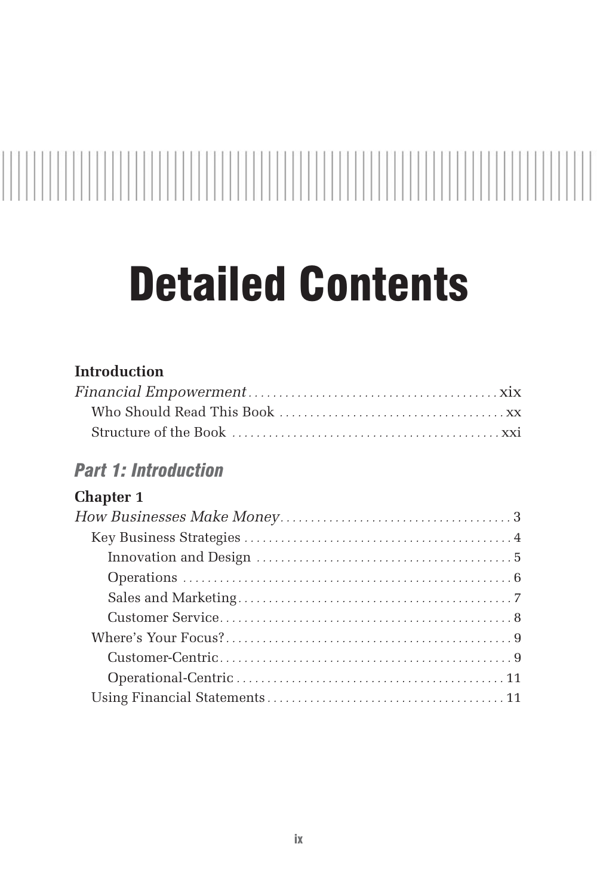# Detailed Contents

**Introduction**

*Financial Empowerment* ........ xix

- Who Should Read This Book ........ xx
- Structure of the Book ........ xxi

## *Part 1: Introduction*

**Chapter 1**

*How Businesses Make Money* ........ 3

- Key Business Strategies ........ 4
  - Innovation and Design ........ 5
  - Operations ........ 6
  - Sales and Marketing ........ 7
  - Customer Service ........ 8
- Where's Your Focus? ........ 9
  - Customer-Centric ........ 9
  - Operational-Centric ........ 11
- Using Financial Statements ........ 11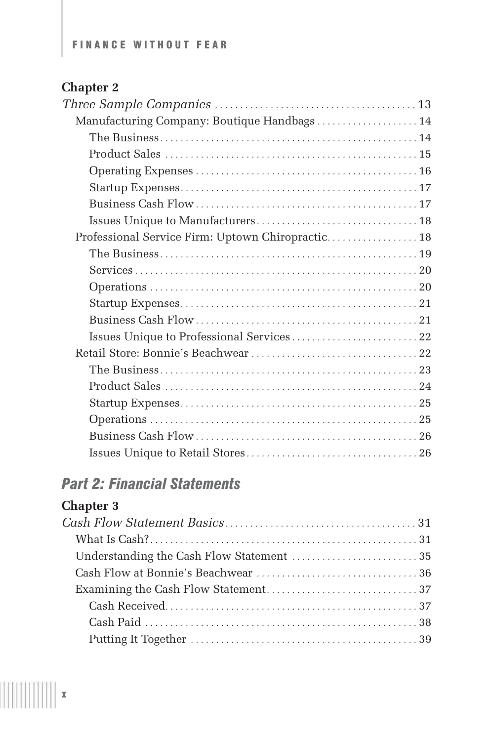**Chapter 2**

*Three Sample Companies* . . . . . . . . . . . . . . . . . . . . . . . . . . . . . . . . . . . . . . . 13

- Manufacturing Company: Boutique Handbags . . . . . . . . . . . . . . . . . . . . 14
  - The Business . . . . . . . . . . . . . . . . . . . . . . . . . . . . . . . . . . . . . . . . . . . . . . . . . . 14
  - Product Sales . . . . . . . . . . . . . . . . . . . . . . . . . . . . . . . . . . . . . . . . . . . . . . . . . 15
  - Operating Expenses . . . . . . . . . . . . . . . . . . . . . . . . . . . . . . . . . . . . . . . . . . . 16
  - Startup Expenses . . . . . . . . . . . . . . . . . . . . . . . . . . . . . . . . . . . . . . . . . . . . . . 17
  - Business Cash Flow . . . . . . . . . . . . . . . . . . . . . . . . . . . . . . . . . . . . . . . . . . . 17
  - Issues Unique to Manufacturers . . . . . . . . . . . . . . . . . . . . . . . . . . . . . . . . 18
- Professional Service Firm: Uptown Chiropractic . . . . . . . . . . . . . . . . . . 18
  - The Business . . . . . . . . . . . . . . . . . . . . . . . . . . . . . . . . . . . . . . . . . . . . . . . . . . 19
  - Services . . . . . . . . . . . . . . . . . . . . . . . . . . . . . . . . . . . . . . . . . . . . . . . . . . . . . . . 20
  - Operations . . . . . . . . . . . . . . . . . . . . . . . . . . . . . . . . . . . . . . . . . . . . . . . . . . . . 20
  - Startup Expenses . . . . . . . . . . . . . . . . . . . . . . . . . . . . . . . . . . . . . . . . . . . . . . 21
  - Business Cash Flow . . . . . . . . . . . . . . . . . . . . . . . . . . . . . . . . . . . . . . . . . . . 21
  - Issues Unique to Professional Services . . . . . . . . . . . . . . . . . . . . . . . . . 22
- Retail Store: Bonnie's Beachwear . . . . . . . . . . . . . . . . . . . . . . . . . . . . . . . . 22
  - The Business . . . . . . . . . . . . . . . . . . . . . . . . . . . . . . . . . . . . . . . . . . . . . . . . . . 23
  - Product Sales . . . . . . . . . . . . . . . . . . . . . . . . . . . . . . . . . . . . . . . . . . . . . . . . . 24
  - Startup Expenses . . . . . . . . . . . . . . . . . . . . . . . . . . . . . . . . . . . . . . . . . . . . . . 25
  - Operations . . . . . . . . . . . . . . . . . . . . . . . . . . . . . . . . . . . . . . . . . . . . . . . . . . . . 25
  - Business Cash Flow . . . . . . . . . . . . . . . . . . . . . . . . . . . . . . . . . . . . . . . . . . . 26
  - Issues Unique to Retail Stores . . . . . . . . . . . . . . . . . . . . . . . . . . . . . . . . . 26

## *Part 2: Financial Statements*

**Chapter 3**

*Cash Flow Statement Basics* . . . . . . . . . . . . . . . . . . . . . . . . . . . . . . . . . . . . . 31

- What Is Cash? . . . . . . . . . . . . . . . . . . . . . . . . . . . . . . . . . . . . . . . . . . . . . . . . . . . . 31
- Understanding the Cash Flow Statement . . . . . . . . . . . . . . . . . . . . . . . . . 35
- Cash Flow at Bonnie's Beachwear . . . . . . . . . . . . . . . . . . . . . . . . . . . . . . . . 36
- Examining the Cash Flow Statement . . . . . . . . . . . . . . . . . . . . . . . . . . . . . 37
  - Cash Received . . . . . . . . . . . . . . . . . . . . . . . . . . . . . . . . . . . . . . . . . . . . . . . . . 37
  - Cash Paid . . . . . . . . . . . . . . . . . . . . . . . . . . . . . . . . . . . . . . . . . . . . . . . . . . . . . 38
  - Putting It Together . . . . . . . . . . . . . . . . . . . . . . . . . . . . . . . . . . . . . . . . . . . . 39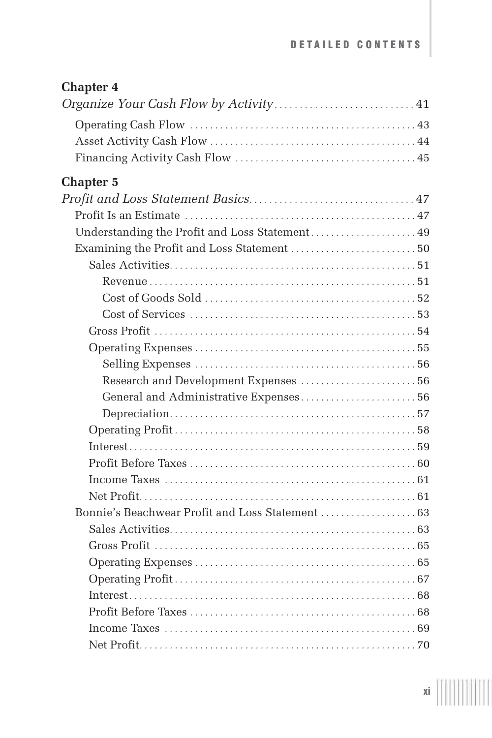**Chapter 4**

*Organize Your Cash Flow by Activity* . . . . . . . . . . . . . . . . . . . . . . . . . . . . 41

- Operating Cash Flow . . . . . . . . . . . . . . . . . . . . . . . . . . . . . . . . . . . . . . . . . . . . 43
- Asset Activity Cash Flow . . . . . . . . . . . . . . . . . . . . . . . . . . . . . . . . . . . . . . . . 44
- Financing Activity Cash Flow . . . . . . . . . . . . . . . . . . . . . . . . . . . . . . . . . . . . 45

**Chapter 5**

*Profit and Loss Statement Basics* . . . . . . . . . . . . . . . . . . . . . . . . . . . . . . . . 47

- Profit Is an Estimate . . . . . . . . . . . . . . . . . . . . . . . . . . . . . . . . . . . . . . . . . . . . . 47
- Understanding the Profit and Loss Statement . . . . . . . . . . . . . . . . . . . . . 49
- Examining the Profit and Loss Statement . . . . . . . . . . . . . . . . . . . . . . . . . 50
  - Sales Activities . . . . . . . . . . . . . . . . . . . . . . . . . . . . . . . . . . . . . . . . . . . . . . . . 51
    - Revenue . . . . . . . . . . . . . . . . . . . . . . . . . . . . . . . . . . . . . . . . . . . . . . . . . . . . 51
    - Cost of Goods Sold . . . . . . . . . . . . . . . . . . . . . . . . . . . . . . . . . . . . . . . . . . 52
    - Cost of Services . . . . . . . . . . . . . . . . . . . . . . . . . . . . . . . . . . . . . . . . . . . . . 53
  - Gross Profit . . . . . . . . . . . . . . . . . . . . . . . . . . . . . . . . . . . . . . . . . . . . . . . . . . . 54
  - Operating Expenses . . . . . . . . . . . . . . . . . . . . . . . . . . . . . . . . . . . . . . . . . . . 55
    - Selling Expenses . . . . . . . . . . . . . . . . . . . . . . . . . . . . . . . . . . . . . . . . . . . . 56
    - Research and Development Expenses . . . . . . . . . . . . . . . . . . . . . . . 56
    - General and Administrative Expenses . . . . . . . . . . . . . . . . . . . . . . . 56
    - Depreciation . . . . . . . . . . . . . . . . . . . . . . . . . . . . . . . . . . . . . . . . . . . . . . . . 57
  - Operating Profit . . . . . . . . . . . . . . . . . . . . . . . . . . . . . . . . . . . . . . . . . . . . . . . 58
  - Interest . . . . . . . . . . . . . . . . . . . . . . . . . . . . . . . . . . . . . . . . . . . . . . . . . . . . . . . 59
  - Profit Before Taxes . . . . . . . . . . . . . . . . . . . . . . . . . . . . . . . . . . . . . . . . . . . . 60
  - Income Taxes . . . . . . . . . . . . . . . . . . . . . . . . . . . . . . . . . . . . . . . . . . . . . . . . . 61
  - Net Profit . . . . . . . . . . . . . . . . . . . . . . . . . . . . . . . . . . . . . . . . . . . . . . . . . . . . . 61
- Bonnie's Beachwear Profit and Loss Statement . . . . . . . . . . . . . . . . . . . 63
  - Sales Activities . . . . . . . . . . . . . . . . . . . . . . . . . . . . . . . . . . . . . . . . . . . . . . . . 63
  - Gross Profit . . . . . . . . . . . . . . . . . . . . . . . . . . . . . . . . . . . . . . . . . . . . . . . . . . . 65
  - Operating Expenses . . . . . . . . . . . . . . . . . . . . . . . . . . . . . . . . . . . . . . . . . . . 65
  - Operating Profit . . . . . . . . . . . . . . . . . . . . . . . . . . . . . . . . . . . . . . . . . . . . . . . 67
  - Interest . . . . . . . . . . . . . . . . . . . . . . . . . . . . . . . . . . . . . . . . . . . . . . . . . . . . . . . 68
  - Profit Before Taxes . . . . . . . . . . . . . . . . . . . . . . . . . . . . . . . . . . . . . . . . . . . . 68
  - Income Taxes . . . . . . . . . . . . . . . . . . . . . . . . . . . . . . . . . . . . . . . . . . . . . . . . . 69
  - Net Profit . . . . . . . . . . . . . . . . . . . . . . . . . . . . . . . . . . . . . . . . . . . . . . . . . . . . . 70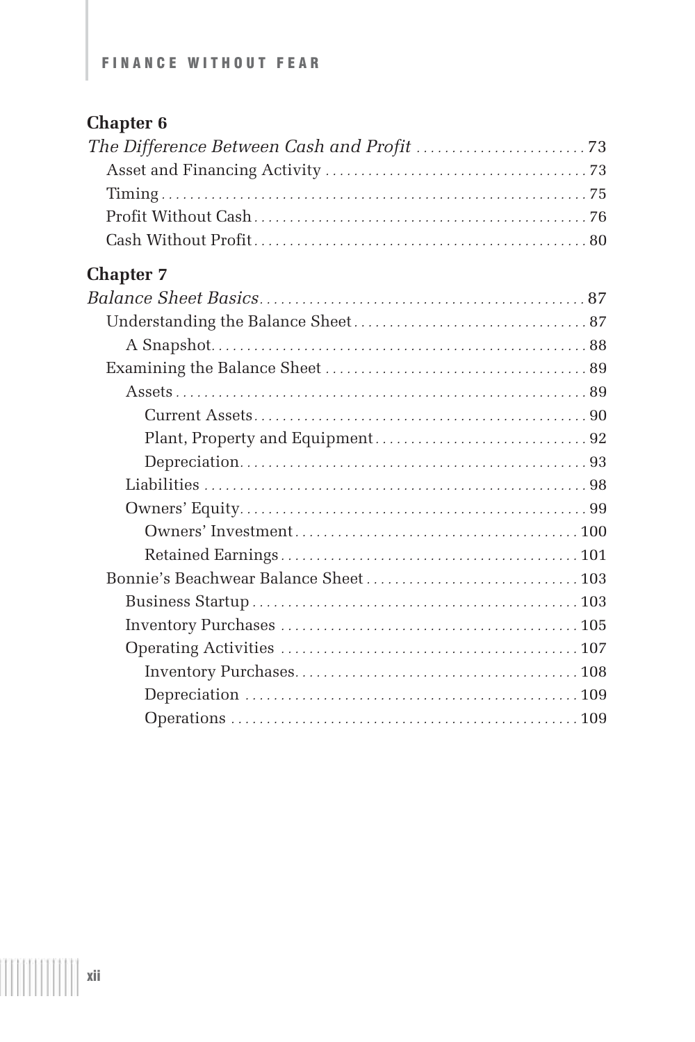**Chapter 6**

*The Difference Between Cash and Profit* . . . . . . . . . . . . . . . . . . . . . . . . 73

- Asset and Financing Activity . . . . . . . . . . . . . . . . . . . . . . . . . . . . . . . . . . . . 73
- Timing . . . . . . . . . . . . . . . . . . . . . . . . . . . . . . . . . . . . . . . . . . . . . . . . . . . . . . . . 75
- Profit Without Cash . . . . . . . . . . . . . . . . . . . . . . . . . . . . . . . . . . . . . . . . . . . . . . 76
- Cash Without Profit . . . . . . . . . . . . . . . . . . . . . . . . . . . . . . . . . . . . . . . . . . . . . . 80

**Chapter 7**

*Balance Sheet Basics* . . . . . . . . . . . . . . . . . . . . . . . . . . . . . . . . . . . . . . . . . . . . . 87

- Understanding the Balance Sheet . . . . . . . . . . . . . . . . . . . . . . . . . . . . . . . . 87
  - A Snapshot . . . . . . . . . . . . . . . . . . . . . . . . . . . . . . . . . . . . . . . . . . . . . . . . . . . . 88
- Examining the Balance Sheet . . . . . . . . . . . . . . . . . . . . . . . . . . . . . . . . . . . . 89
  - Assets . . . . . . . . . . . . . . . . . . . . . . . . . . . . . . . . . . . . . . . . . . . . . . . . . . . . . . . . 89
    - Current Assets . . . . . . . . . . . . . . . . . . . . . . . . . . . . . . . . . . . . . . . . . . . . . . 90
    - Plant, Property and Equipment . . . . . . . . . . . . . . . . . . . . . . . . . . . . . . 92
    - Depreciation . . . . . . . . . . . . . . . . . . . . . . . . . . . . . . . . . . . . . . . . . . . . . . . . 93
  - Liabilities . . . . . . . . . . . . . . . . . . . . . . . . . . . . . . . . . . . . . . . . . . . . . . . . . . . . . 98
  - Owners' Equity . . . . . . . . . . . . . . . . . . . . . . . . . . . . . . . . . . . . . . . . . . . . . . . . 99
    - Owners' Investment . . . . . . . . . . . . . . . . . . . . . . . . . . . . . . . . . . . . . . . . 100
    - Retained Earnings . . . . . . . . . . . . . . . . . . . . . . . . . . . . . . . . . . . . . . . . . . 101
- Bonnie's Beachwear Balance Sheet . . . . . . . . . . . . . . . . . . . . . . . . . . . . . 103
  - Business Startup . . . . . . . . . . . . . . . . . . . . . . . . . . . . . . . . . . . . . . . . . . . . . 103
  - Inventory Purchases . . . . . . . . . . . . . . . . . . . . . . . . . . . . . . . . . . . . . . . . . . 105
  - Operating Activities . . . . . . . . . . . . . . . . . . . . . . . . . . . . . . . . . . . . . . . . . . 107
    - Inventory Purchases . . . . . . . . . . . . . . . . . . . . . . . . . . . . . . . . . . . . . . . . 108
    - Depreciation . . . . . . . . . . . . . . . . . . . . . . . . . . . . . . . . . . . . . . . . . . . . . . . 109
    - Operations . . . . . . . . . . . . . . . . . . . . . . . . . . . . . . . . . . . . . . . . . . . . . . . . . 109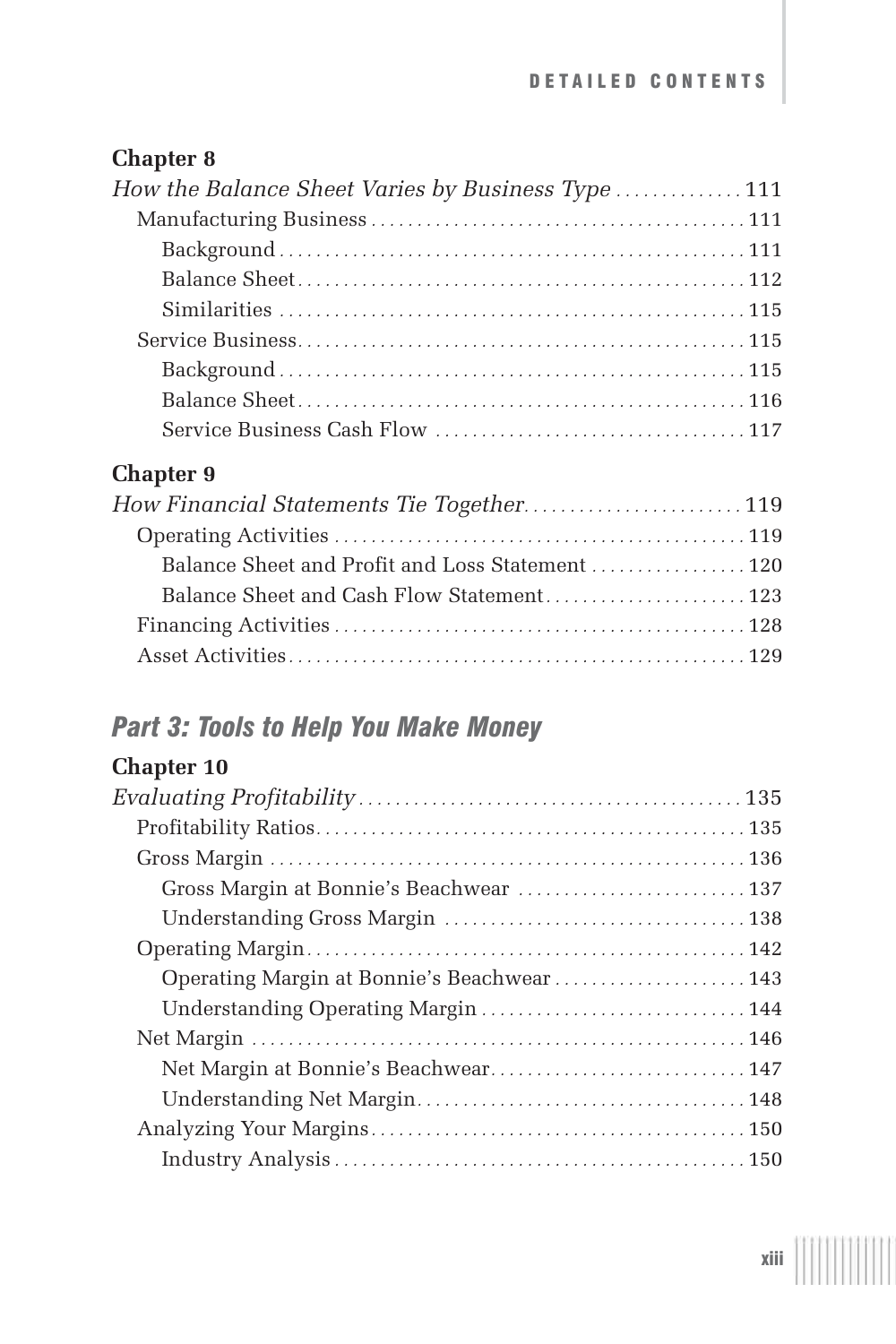**Chapter 8**

*How the Balance Sheet Varies by Business Type* .............. 111

- Manufacturing Business .............. 111
  - Background .............. 111
  - Balance Sheet .............. 112
  - Similarities .............. 115
- Service Business .............. 115
  - Background .............. 115
  - Balance Sheet .............. 116
  - Service Business Cash Flow .............. 117

**Chapter 9**

*How Financial Statements Tie Together* .............. 119

- Operating Activities .............. 119
  - Balance Sheet and Profit and Loss Statement .............. 120
  - Balance Sheet and Cash Flow Statement .............. 123
- Financing Activities .............. 128
- Asset Activities .............. 129

## *Part 3: Tools to Help You Make Money*

**Chapter 10**

*Evaluating Profitability* .............. 135

- Profitability Ratios .............. 135
- Gross Margin .............. 136
  - Gross Margin at Bonnie's Beachwear .............. 137
  - Understanding Gross Margin .............. 138
- Operating Margin .............. 142
  - Operating Margin at Bonnie's Beachwear .............. 143
  - Understanding Operating Margin .............. 144
- Net Margin .............. 146
  - Net Margin at Bonnie's Beachwear .............. 147
  - Understanding Net Margin .............. 148
- Analyzing Your Margins .............. 150
  - Industry Analysis .............. 150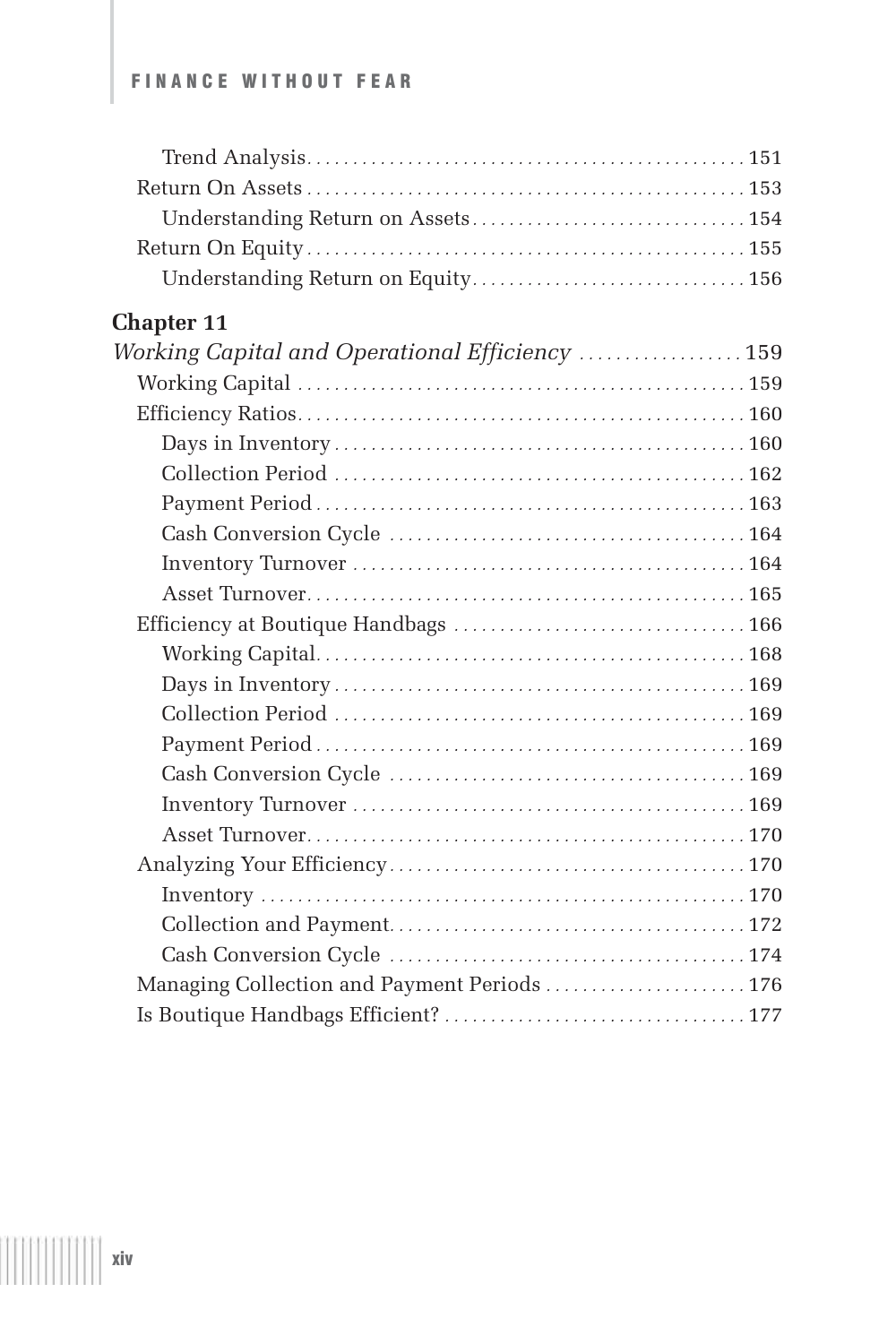- Trend Analysis . . . 151
- Return On Assets . . . 153
  - Understanding Return on Assets . . . 154
- Return On Equity . . . 155
  - Understanding Return on Equity . . . 156

**Chapter 11**

*Working Capital and Operational Efficiency* . . . 159

- Working Capital . . . 159
- Efficiency Ratios . . . 160
  - Days in Inventory . . . 160
  - Collection Period . . . 162
  - Payment Period . . . 163
  - Cash Conversion Cycle . . . 164
  - Inventory Turnover . . . 164
  - Asset Turnover . . . 165
- Efficiency at Boutique Handbags . . . 166
  - Working Capital . . . 168
  - Days in Inventory . . . 169
  - Collection Period . . . 169
  - Payment Period . . . 169
  - Cash Conversion Cycle . . . 169
  - Inventory Turnover . . . 169
  - Asset Turnover . . . 170
- Analyzing Your Efficiency . . . 170
  - Inventory . . . 170
  - Collection and Payment . . . 172
  - Cash Conversion Cycle . . . 174
- Managing Collection and Payment Periods . . . 176
- Is Boutique Handbags Efficient? . . . 177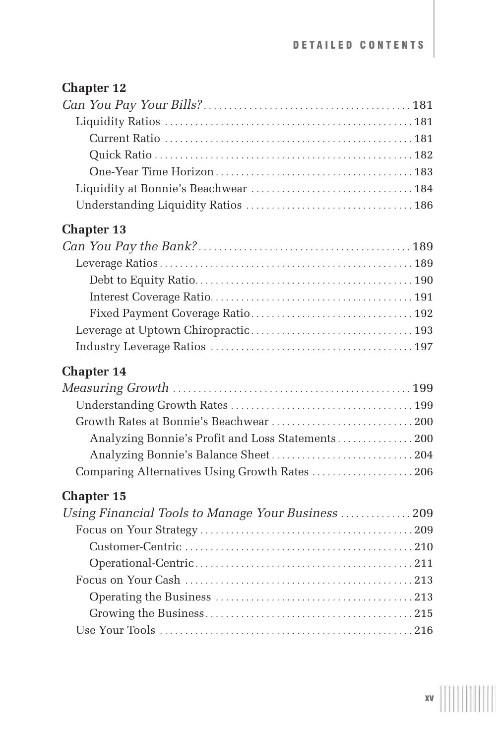**Chapter 12**

*Can You Pay Your Bills?* . . . . . . . . . . . . . . . . . . . . . . . . . . . . . . . . . . . . . . . . 181

- Liquidity Ratios . . . . . . . . . . . . . . . . . . . . . . . . . . . . . . . . . . . . . . . . . . . . . . . . 181
  - Current Ratio . . . . . . . . . . . . . . . . . . . . . . . . . . . . . . . . . . . . . . . . . . . . . . . 181
  - Quick Ratio . . . . . . . . . . . . . . . . . . . . . . . . . . . . . . . . . . . . . . . . . . . . . . . . . 182
  - One-Year Time Horizon . . . . . . . . . . . . . . . . . . . . . . . . . . . . . . . . . . . . . . 183
- Liquidity at Bonnie's Beachwear . . . . . . . . . . . . . . . . . . . . . . . . . . . . . . . 184
- Understanding Liquidity Ratios . . . . . . . . . . . . . . . . . . . . . . . . . . . . . . . . 186

**Chapter 13**

*Can You Pay the Bank?* . . . . . . . . . . . . . . . . . . . . . . . . . . . . . . . . . . . . . . . . . 189

- Leverage Ratios . . . . . . . . . . . . . . . . . . . . . . . . . . . . . . . . . . . . . . . . . . . . . . . . . 189
  - Debt to Equity Ratio. . . . . . . . . . . . . . . . . . . . . . . . . . . . . . . . . . . . . . . . . . 190
  - Interest Coverage Ratio. . . . . . . . . . . . . . . . . . . . . . . . . . . . . . . . . . . . . . . 191
  - Fixed Payment Coverage Ratio . . . . . . . . . . . . . . . . . . . . . . . . . . . . . . . 192
- Leverage at Uptown Chiropractic . . . . . . . . . . . . . . . . . . . . . . . . . . . . . . . 193
- Industry Leverage Ratios . . . . . . . . . . . . . . . . . . . . . . . . . . . . . . . . . . . . . . . 197

**Chapter 14**

*Measuring Growth* . . . . . . . . . . . . . . . . . . . . . . . . . . . . . . . . . . . . . . . . . . . . . . 199

- Understanding Growth Rates . . . . . . . . . . . . . . . . . . . . . . . . . . . . . . . . . . . 199
- Growth Rates at Bonnie's Beachwear . . . . . . . . . . . . . . . . . . . . . . . . . . . 200
  - Analyzing Bonnie's Profit and Loss Statements . . . . . . . . . . . . . . . 200
  - Analyzing Bonnie's Balance Sheet . . . . . . . . . . . . . . . . . . . . . . . . . . . 204
- Comparing Alternatives Using Growth Rates . . . . . . . . . . . . . . . . . . . 206

**Chapter 15**

*Using Financial Tools to Manage Your Business* . . . . . . . . . . . . . . 209

- Focus on Your Strategy . . . . . . . . . . . . . . . . . . . . . . . . . . . . . . . . . . . . . . . . . 209
  - Customer-Centric . . . . . . . . . . . . . . . . . . . . . . . . . . . . . . . . . . . . . . . . . . . . 210
  - Operational-Centric. . . . . . . . . . . . . . . . . . . . . . . . . . . . . . . . . . . . . . . . . . 211
- Focus on Your Cash . . . . . . . . . . . . . . . . . . . . . . . . . . . . . . . . . . . . . . . . . . . . 213
  - Operating the Business . . . . . . . . . . . . . . . . . . . . . . . . . . . . . . . . . . . . . . 213
  - Growing the Business. . . . . . . . . . . . . . . . . . . . . . . . . . . . . . . . . . . . . . . . 215
- Use Your Tools . . . . . . . . . . . . . . . . . . . . . . . . . . . . . . . . . . . . . . . . . . . . . . . . . 216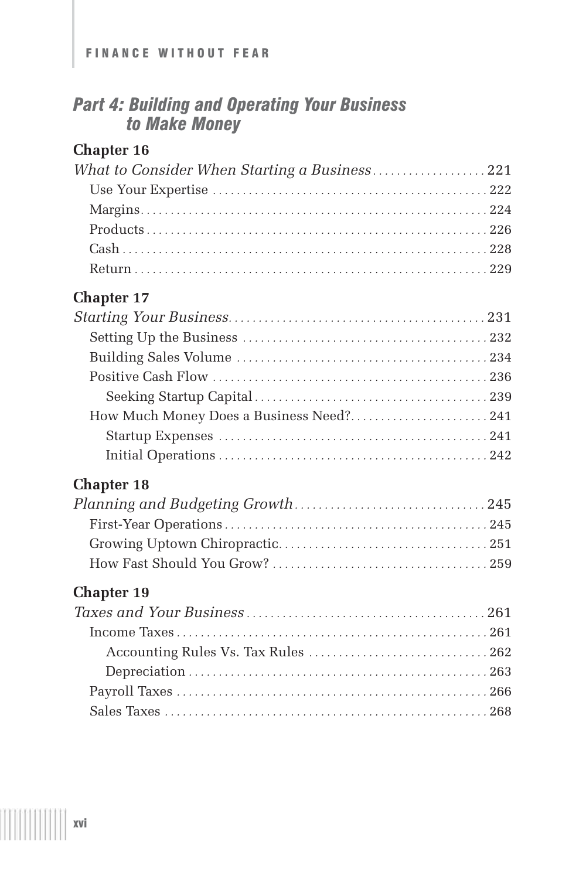## *Part 4: Building and Operating Your Business to Make Money*

**Chapter 16**

*What to Consider When Starting a Business* . . . . . . . . . . 221

- Use Your Expertise . . . . . . . . . . 222
- Margins . . . . . . . . . . 224
- Products . . . . . . . . . . 226
- Cash . . . . . . . . . . 228
- Return . . . . . . . . . . 229

**Chapter 17**

*Starting Your Business* . . . . . . . . . . 231

- Setting Up the Business . . . . . . . . . . 232
- Building Sales Volume . . . . . . . . . . 234
- Positive Cash Flow . . . . . . . . . . 236
  - Seeking Startup Capital . . . . . . . . . . 239
- How Much Money Does a Business Need? . . . . . . . . . . 241
  - Startup Expenses . . . . . . . . . . 241
  - Initial Operations . . . . . . . . . . 242

**Chapter 18**

*Planning and Budgeting Growth* . . . . . . . . . . 245

- First-Year Operations . . . . . . . . . . 245
- Growing Uptown Chiropractic . . . . . . . . . . 251
- How Fast Should You Grow? . . . . . . . . . . 259

**Chapter 19**

*Taxes and Your Business* . . . . . . . . . . 261

- Income Taxes . . . . . . . . . . 261
  - Accounting Rules Vs. Tax Rules . . . . . . . . . . 262
  - Depreciation . . . . . . . . . . 263
- Payroll Taxes . . . . . . . . . . 266
- Sales Taxes . . . . . . . . . . 268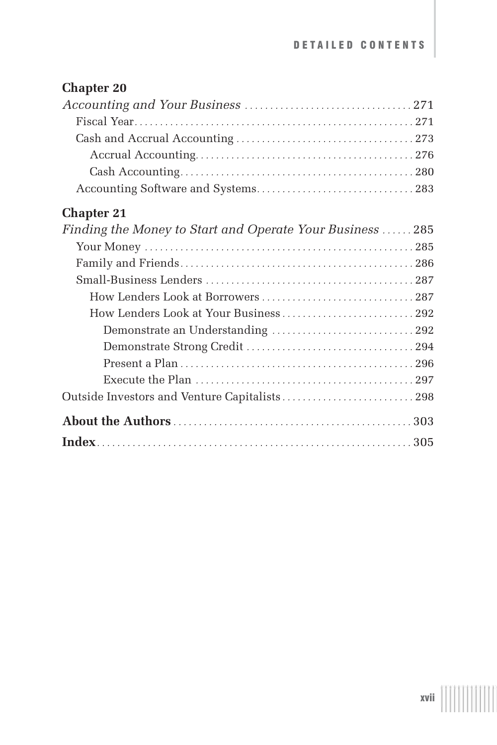**Chapter 20**

*Accounting and Your Business* ................................ 271

Fiscal Year ................................ 271

Cash and Accrual Accounting ................................ 273

Accrual Accounting ................................ 276

Cash Accounting ................................ 280

Accounting Software and Systems ................................ 283

**Chapter 21**

*Finding the Money to Start and Operate Your Business* ...... 285

Your Money ................................ 285

Family and Friends ................................ 286

Small-Business Lenders ................................ 287

How Lenders Look at Borrowers ................................ 287

How Lenders Look at Your Business ................................ 292

Demonstrate an Understanding ................................ 292

Demonstrate Strong Credit ................................ 294

Present a Plan ................................ 296

Execute the Plan ................................ 297

Outside Investors and Venture Capitalists ................................ 298

**About the Authors** ................................ 303

**Index** ................................ 305